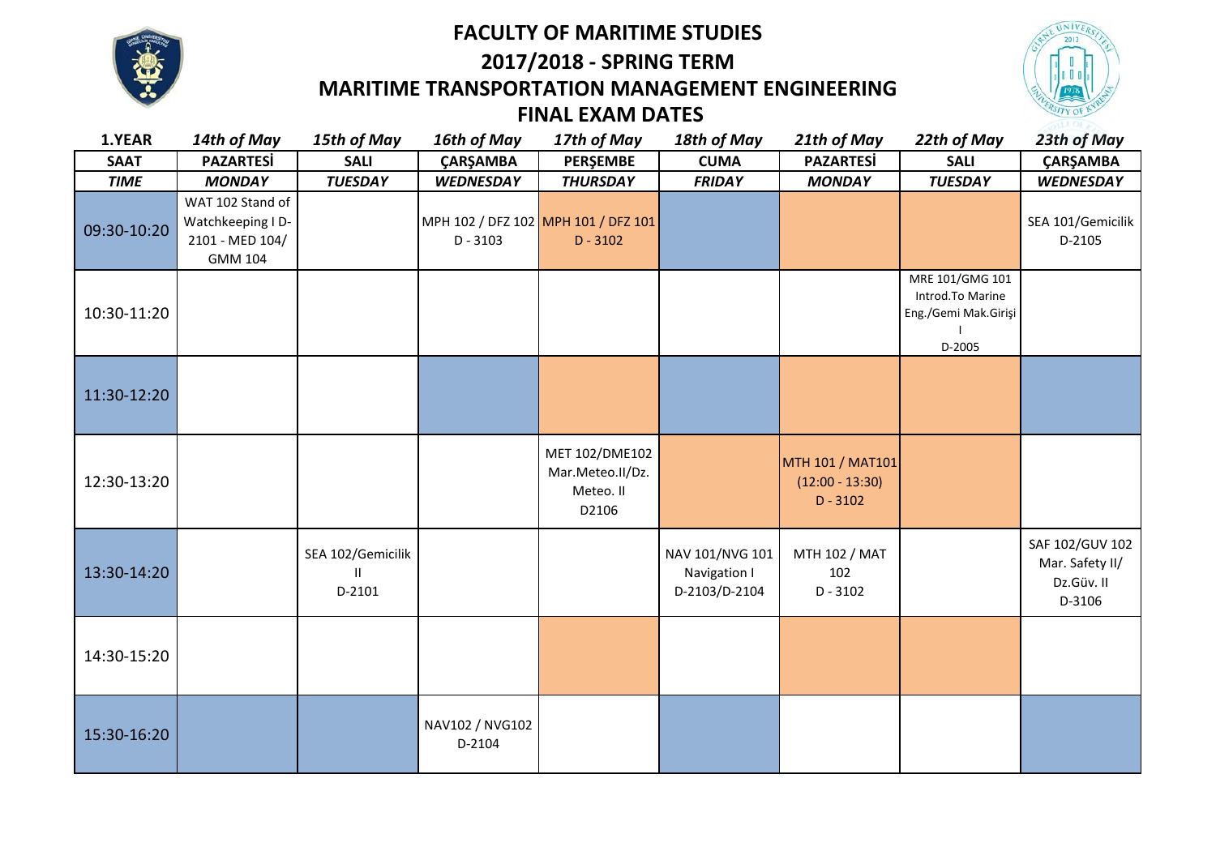# FACULTY OF MARITIME STUDIES

## 2017/2018 - SPRING TERM

## MARITIME TRANSPORTATION MANAGEMENT ENGINEERING

## FINAL EXAM DATES

| 1.YEAR | *14th of May* | *15th of May* | *16th of May* | *17th of May* | *18th of May* | *21th of May* | *22th of May* | *23th of May* |
|---|---|---|---|---|---|---|---|---|
| **SAAT** | **PAZARTESİ** | **SALI** | **ÇARŞAMBA** | **PERŞEMBE** | **CUMA** | **PAZARTESİ** | **SALI** | **ÇARŞAMBA** |
| ***TIME*** | ***MONDAY*** | ***TUESDAY*** | ***WEDNESDAY*** | ***THURSDAY*** | ***FRIDAY*** | ***MONDAY*** | ***TUESDAY*** | ***WEDNESDAY*** |
| 09:30-10:20 | WAT 102 Stand of Watchkeeping I D-2101 - MED 104/ GMM 104 | | MPH 102 / DFZ 102 D - 3103 | MPH 101 / DFZ 101 D - 3102 | | | | SEA 101/Gemicilik D-2105 |
| 10:30-11:20 | | | | | | | MRE 101/GMG 101 Introd.To Marine Eng./Gemi Mak.Girişi I D-2005 | |
| 11:30-12:20 | | | | | | | | |
| 12:30-13:20 | | | | MET 102/DME102 Mar.Meteo.II/Dz. Meteo. II D2106 | | MTH 101 / MAT101 (12:00 - 13:30) D - 3102 | | |
| 13:30-14:20 | | SEA 102/Gemicilik II D-2101 | | | NAV 101/NVG 101 Navigation I D-2103/D-2104 | MTH 102 / MAT 102 D - 3102 | | SAF 102/GUV 102 Mar. Safety II/ Dz.Güv. II D-3106 |
| 14:30-15:20 | | | | | | | | |
| 15:30-16:20 | | | NAV102 / NVG102 D-2104 | | | | | |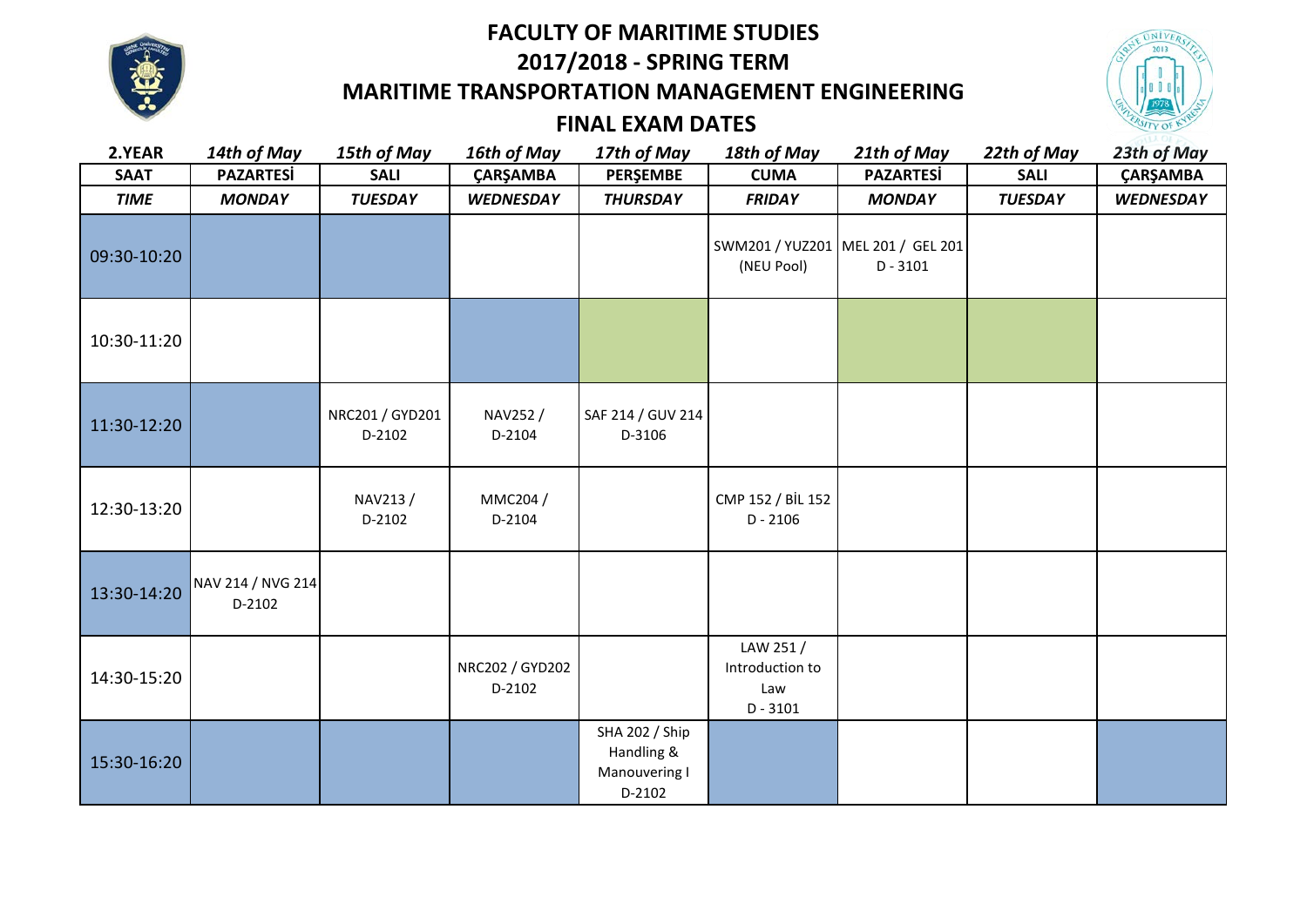# FACULTY OF MARITIME STUDIES

## 2017/2018 - SPRING TERM

## MARITIME TRANSPORTATION MANAGEMENT ENGINEERING

## FINAL EXAM DATES

| 2.YEAR | 14th of May | 15th of May | 16th of May | 17th of May | 18th of May | 21th of May | 22th of May | 23th of May |
|---|---|---|---|---|---|---|---|---|
| **SAAT** | **PAZARTESİ** | **SALI** | **ÇARŞAMBA** | **PERŞEMBE** | **CUMA** | **PAZARTESİ** | **SALI** | **ÇARŞAMBA** |
| ***TIME*** | ***MONDAY*** | ***TUESDAY*** | ***WEDNESDAY*** | ***THURSDAY*** | ***FRIDAY*** | ***MONDAY*** | ***TUESDAY*** | ***WEDNESDAY*** |
| 09:30-10:20 | | | | | SWM201 / YUZ201 (NEU Pool) | MEL 201 / GEL 201 D - 3101 | | |
| 10:30-11:20 | | | | | | | | |
| 11:30-12:20 | | NRC201 / GYD201 D-2102 | NAV252 / D-2104 | SAF 214 / GUV 214 D-3106 | | | | |
| 12:30-13:20 | | NAV213 / D-2102 | MMC204 / D-2104 | | CMP 152 / BİL 152 D - 2106 | | | |
| 13:30-14:20 | NAV 214 / NVG 214 D-2102 | | | | | | | |
| 14:30-15:20 | | | NRC202 / GYD202 D-2102 | | LAW 251 / Introduction to Law D - 3101 | | | |
| 15:30-16:20 | | | | SHA 202 / Ship Handling & Manouvering I D-2102 | | | | |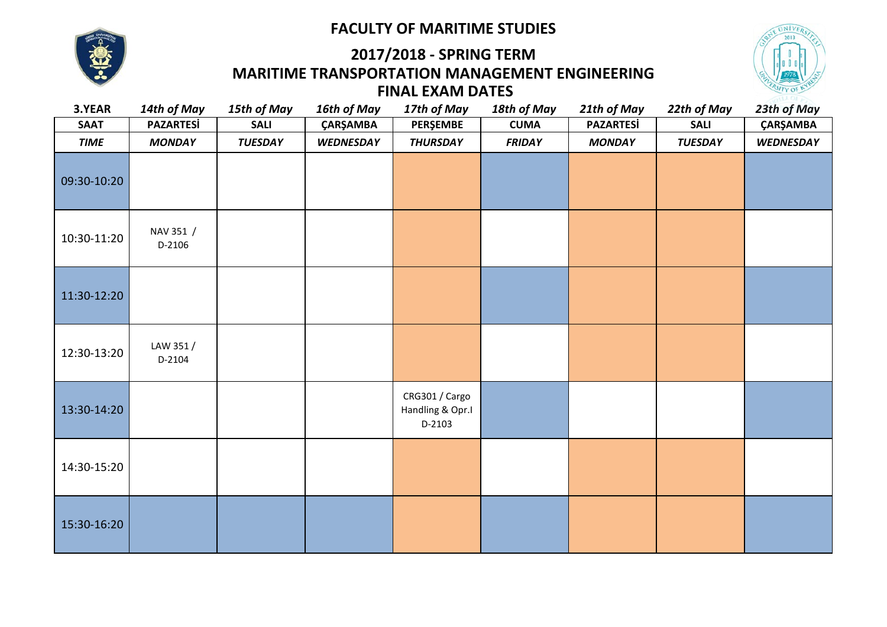# FACULTY OF MARITIME STUDIES

## 2017/2018 - SPRING TERM
## MARITIME TRANSPORTATION MANAGEMENT ENGINEERING
## FINAL EXAM DATES

| 3.YEAR | *14th of May* | *15th of May* | *16th of May* | *17th of May* | *18th of May* | *21th of May* | *22th of May* | *23th of May* |
|---|---|---|---|---|---|---|---|---|
| **SAAT** | **PAZARTESİ** | **SALI** | **ÇARŞAMBA** | **PERŞEMBE** | **CUMA** | **PAZARTESİ** | **SALI** | **ÇARŞAMBA** |
| ***TIME*** | ***MONDAY*** | ***TUESDAY*** | ***WEDNESDAY*** | ***THURSDAY*** | ***FRIDAY*** | ***MONDAY*** | ***TUESDAY*** | ***WEDNESDAY*** |
| 09:30-10:20 | | | | | | | | |
| 10:30-11:20 | NAV 351 / D-2106 | | | | | | | |
| 11:30-12:20 | | | | | | | | |
| 12:30-13:20 | LAW 351 / D-2104 | | | | | | | |
| 13:30-14:20 | | | | CRG301 / Cargo Handling & Opr.I D-2103 | | | | |
| 14:30-15:20 | | | | | | | | |
| 15:30-16:20 | | | | | | | | |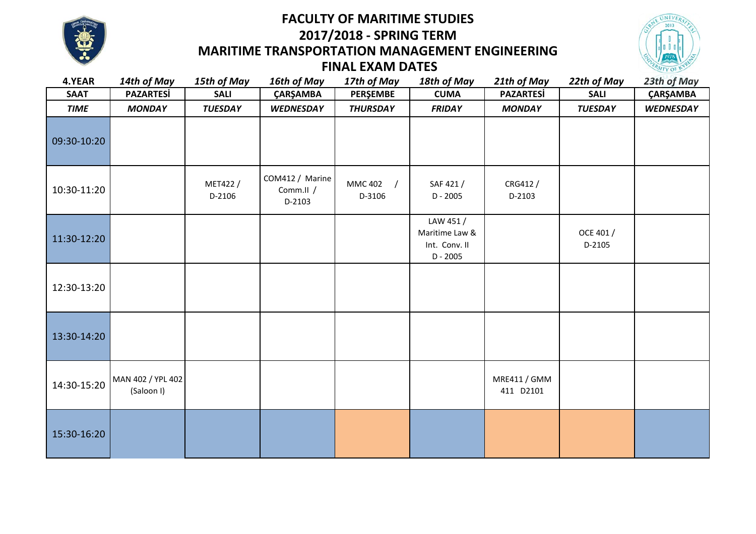# FACULTY OF MARITIME STUDIES
## 2017/2018 - SPRING TERM
## MARITIME TRANSPORTATION MANAGEMENT ENGINEERING
## FINAL EXAM DATES

| 4.YEAR | 14th of May | 15th of May | 16th of May | 17th of May | 18th of May | 21th of May | 22th of May | 23th of May |
|---|---|---|---|---|---|---|---|---|
| SAAT | PAZARTESİ | SALI | ÇARŞAMBA | PERŞEMBE | CUMA | PAZARTESİ | SALI | ÇARŞAMBA |
| *TIME* | *MONDAY* | *TUESDAY* | *WEDNESDAY* | *THURSDAY* | *FRIDAY* | *MONDAY* | *TUESDAY* | *WEDNESDAY* |
| 09:30-10:20 | | | | | | | | |
| 10:30-11:20 | | MET422 / D-2106 | COM412 / Marine Comm.II / D-2103 | MMC 402 / D-3106 | SAF 421 / D - 2005 | CRG412 / D-2103 | | |
| 11:30-12:20 | | | | | LAW 451 / Maritime Law & Int. Conv. II D - 2005 | | OCE 401 / D-2105 | |
| 12:30-13:20 | | | | | | | | |
| 13:30-14:20 | | | | | | | | |
| 14:30-15:20 | MAN 402 / YPL 402 (Saloon I) | | | | | MRE411 / GMM 411 D2101 | | |
| 15:30-16:20 | | | | | | | | |